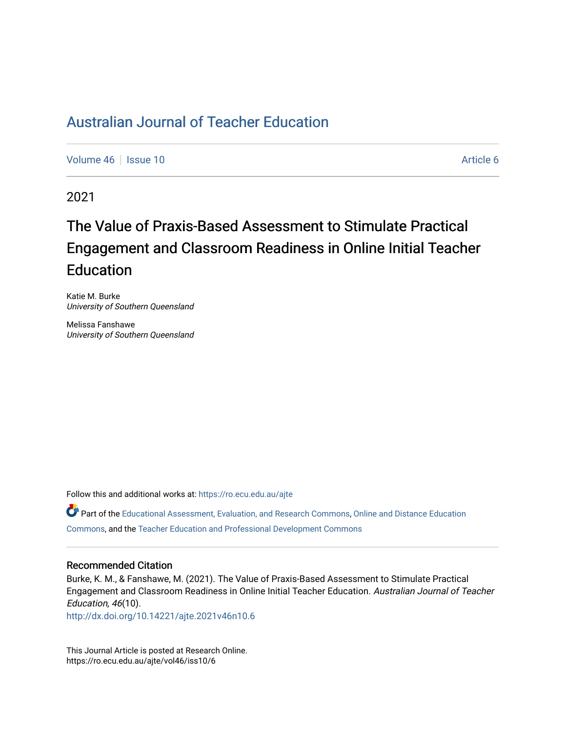# Australian Journal of Teacher Education

Volume 46 | Issue 10 — Article 6

2021

## The Value of Praxis-Based Assessment to Stimulate Practical Engagement and Classroom Readiness in Online Initial Teacher Education

Katie M. Burke
*University of Southern Queensland*

Melissa Fanshawe
*University of Southern Queensland*

Follow this and additional works at: https://ro.ecu.edu.au/ajte

Part of the Educational Assessment, Evaluation, and Research Commons, Online and Distance Education Commons, and the Teacher Education and Professional Development Commons

### Recommended Citation

Burke, K. M., & Fanshawe, M. (2021). The Value of Praxis-Based Assessment to Stimulate Practical Engagement and Classroom Readiness in Online Initial Teacher Education. *Australian Journal of Teacher Education, 46*(10).
http://dx.doi.org/10.14221/ajte.2021v46n10.6

This Journal Article is posted at Research Online.
https://ro.ecu.edu.au/ajte/vol46/iss10/6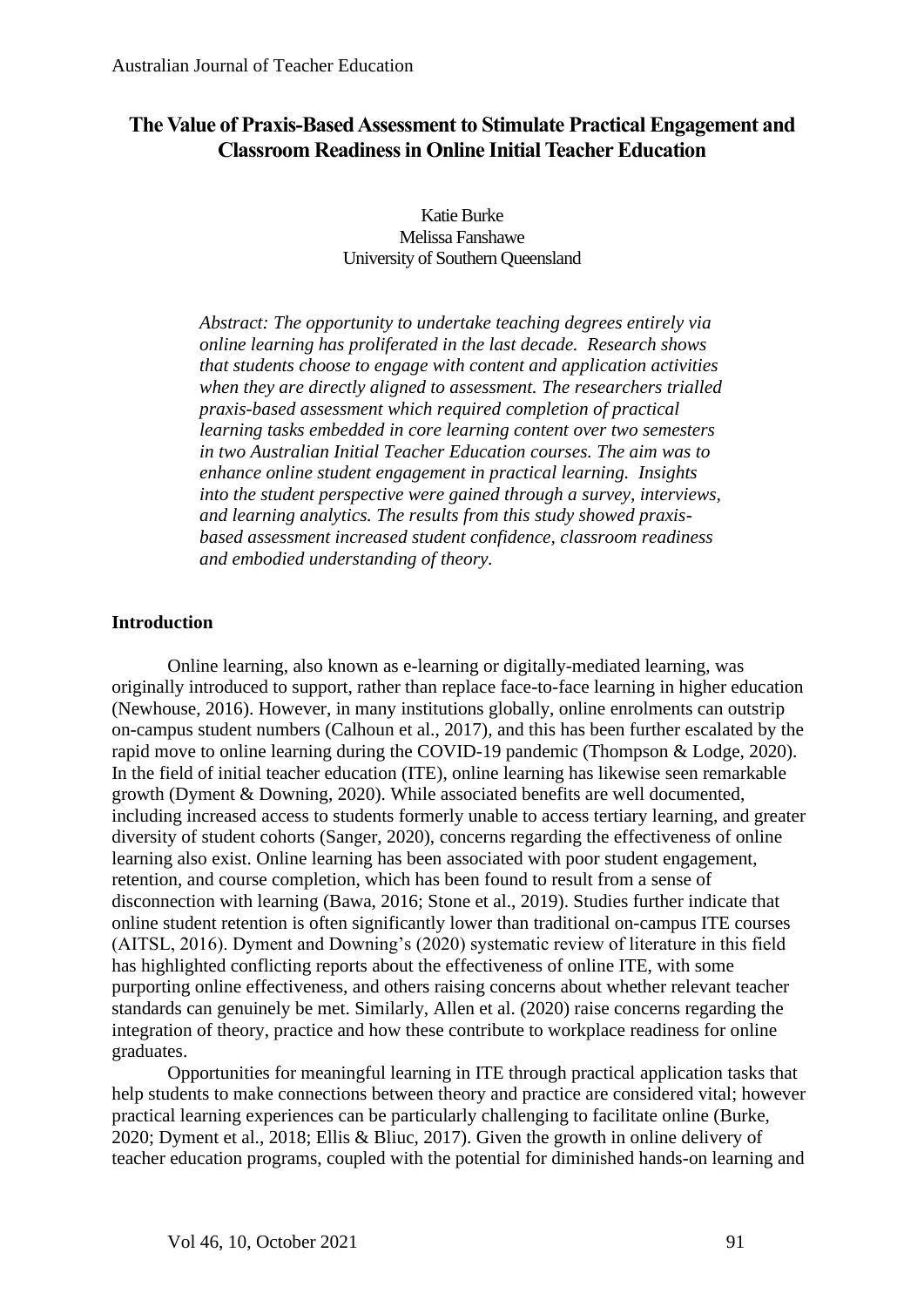# The Value of Praxis-Based Assessment to Stimulate Practical Engagement and Classroom Readiness in Online Initial Teacher Education

Katie Burke  
Melissa Fanshawe  
University of Southern Queensland

*Abstract: The opportunity to undertake teaching degrees entirely via online learning has proliferated in the last decade. Research shows that students choose to engage with content and application activities when they are directly aligned to assessment. The researchers trialled praxis-based assessment which required completion of practical learning tasks embedded in core learning content over two semesters in two Australian Initial Teacher Education courses. The aim was to enhance online student engagement in practical learning. Insights into the student perspective were gained through a survey, interviews, and learning analytics. The results from this study showed praxis-based assessment increased student confidence, classroom readiness and embodied understanding of theory.*

## Introduction

Online learning, also known as e-learning or digitally-mediated learning, was originally introduced to support, rather than replace face-to-face learning in higher education (Newhouse, 2016). However, in many institutions globally, online enrolments can outstrip on-campus student numbers (Calhoun et al., 2017), and this has been further escalated by the rapid move to online learning during the COVID-19 pandemic (Thompson & Lodge, 2020). In the field of initial teacher education (ITE), online learning has likewise seen remarkable growth (Dyment & Downing, 2020). While associated benefits are well documented, including increased access to students formerly unable to access tertiary learning, and greater diversity of student cohorts (Sanger, 2020), concerns regarding the effectiveness of online learning also exist. Online learning has been associated with poor student engagement, retention, and course completion, which has been found to result from a sense of disconnection with learning (Bawa, 2016; Stone et al., 2019). Studies further indicate that online student retention is often significantly lower than traditional on-campus ITE courses (AITSL, 2016). Dyment and Downing's (2020) systematic review of literature in this field has highlighted conflicting reports about the effectiveness of online ITE, with some purporting online effectiveness, and others raising concerns about whether relevant teacher standards can genuinely be met. Similarly, Allen et al. (2020) raise concerns regarding the integration of theory, practice and how these contribute to workplace readiness for online graduates.

Opportunities for meaningful learning in ITE through practical application tasks that help students to make connections between theory and practice are considered vital; however practical learning experiences can be particularly challenging to facilitate online (Burke, 2020; Dyment et al., 2018; Ellis & Bliuc, 2017). Given the growth in online delivery of teacher education programs, coupled with the potential for diminished hands-on learning and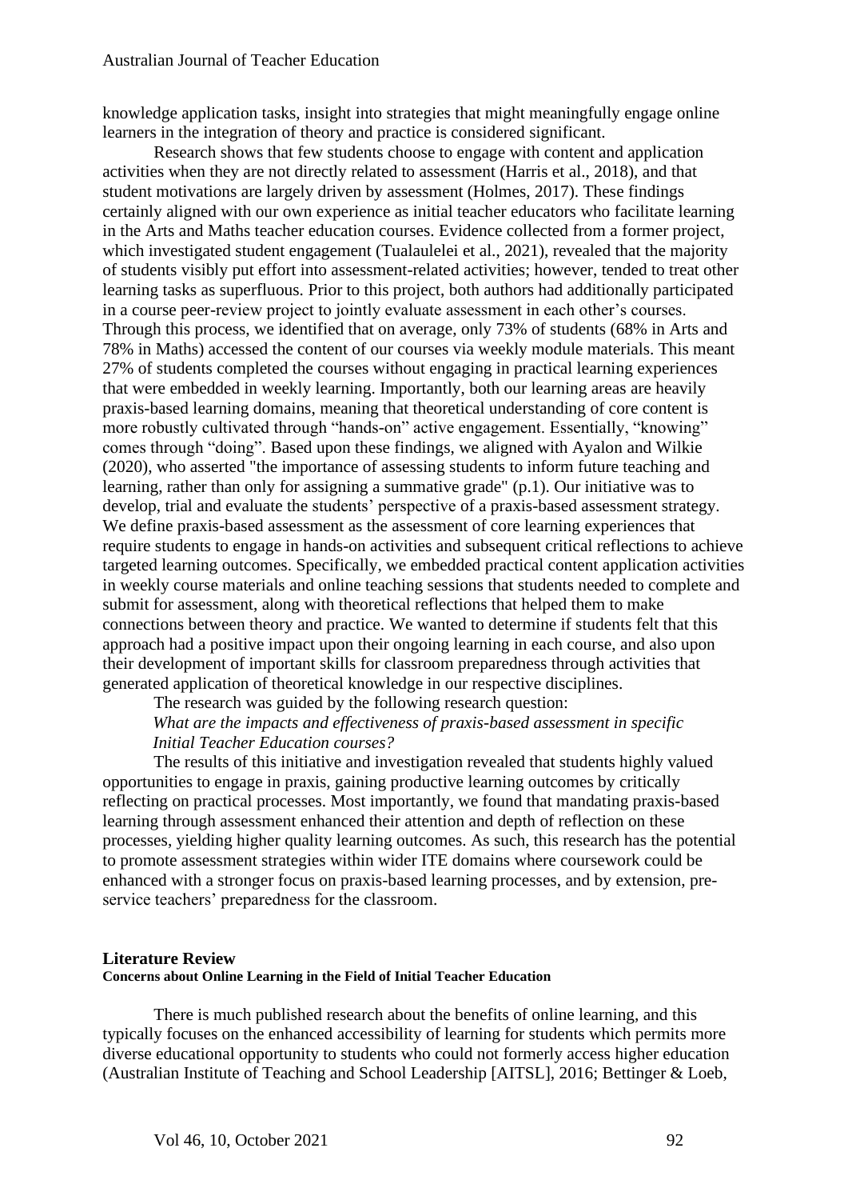knowledge application tasks, insight into strategies that might meaningfully engage online learners in the integration of theory and practice is considered significant.

Research shows that few students choose to engage with content and application activities when they are not directly related to assessment (Harris et al., 2018), and that student motivations are largely driven by assessment (Holmes, 2017). These findings certainly aligned with our own experience as initial teacher educators who facilitate learning in the Arts and Maths teacher education courses. Evidence collected from a former project, which investigated student engagement (Tualaulelei et al., 2021), revealed that the majority of students visibly put effort into assessment-related activities; however, tended to treat other learning tasks as superfluous. Prior to this project, both authors had additionally participated in a course peer-review project to jointly evaluate assessment in each other's courses. Through this process, we identified that on average, only 73% of students (68% in Arts and 78% in Maths) accessed the content of our courses via weekly module materials. This meant 27% of students completed the courses without engaging in practical learning experiences that were embedded in weekly learning. Importantly, both our learning areas are heavily praxis-based learning domains, meaning that theoretical understanding of core content is more robustly cultivated through "hands-on" active engagement. Essentially, "knowing" comes through "doing". Based upon these findings, we aligned with Ayalon and Wilkie (2020), who asserted "the importance of assessing students to inform future teaching and learning, rather than only for assigning a summative grade" (p.1). Our initiative was to develop, trial and evaluate the students' perspective of a praxis-based assessment strategy. We define praxis-based assessment as the assessment of core learning experiences that require students to engage in hands-on activities and subsequent critical reflections to achieve targeted learning outcomes. Specifically, we embedded practical content application activities in weekly course materials and online teaching sessions that students needed to complete and submit for assessment, along with theoretical reflections that helped them to make connections between theory and practice. We wanted to determine if students felt that this approach had a positive impact upon their ongoing learning in each course, and also upon their development of important skills for classroom preparedness through activities that generated application of theoretical knowledge in our respective disciplines.

The research was guided by the following research question:

*What are the impacts and effectiveness of praxis-based assessment in specific Initial Teacher Education courses?*

The results of this initiative and investigation revealed that students highly valued opportunities to engage in praxis, gaining productive learning outcomes by critically reflecting on practical processes. Most importantly, we found that mandating praxis-based learning through assessment enhanced their attention and depth of reflection on these processes, yielding higher quality learning outcomes. As such, this research has the potential to promote assessment strategies within wider ITE domains where coursework could be enhanced with a stronger focus on praxis-based learning processes, and by extension, pre-service teachers' preparedness for the classroom.

## Literature Review

### Concerns about Online Learning in the Field of Initial Teacher Education

There is much published research about the benefits of online learning, and this typically focuses on the enhanced accessibility of learning for students which permits more diverse educational opportunity to students who could not formerly access higher education (Australian Institute of Teaching and School Leadership [AITSL], 2016; Bettinger & Loeb,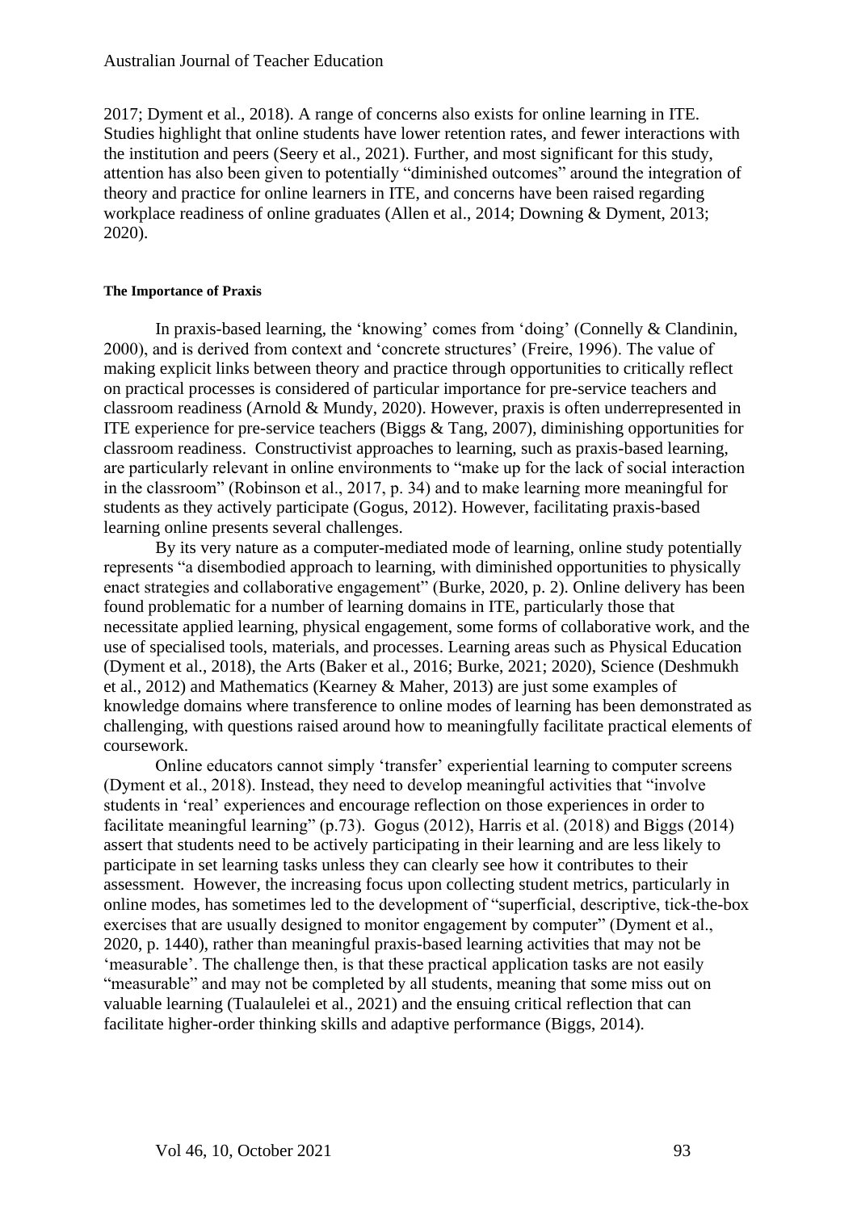2017; Dyment et al., 2018). A range of concerns also exists for online learning in ITE. Studies highlight that online students have lower retention rates, and fewer interactions with the institution and peers (Seery et al., 2021). Further, and most significant for this study, attention has also been given to potentially "diminished outcomes" around the integration of theory and practice for online learners in ITE, and concerns have been raised regarding workplace readiness of online graduates (Allen et al., 2014; Downing & Dyment, 2013; 2020).

#### The Importance of Praxis

In praxis-based learning, the 'knowing' comes from 'doing' (Connelly & Clandinin, 2000), and is derived from context and 'concrete structures' (Freire, 1996). The value of making explicit links between theory and practice through opportunities to critically reflect on practical processes is considered of particular importance for pre-service teachers and classroom readiness (Arnold & Mundy, 2020). However, praxis is often underrepresented in ITE experience for pre-service teachers (Biggs & Tang, 2007), diminishing opportunities for classroom readiness. Constructivist approaches to learning, such as praxis-based learning, are particularly relevant in online environments to "make up for the lack of social interaction in the classroom" (Robinson et al., 2017, p. 34) and to make learning more meaningful for students as they actively participate (Gogus, 2012). However, facilitating praxis-based learning online presents several challenges.

By its very nature as a computer-mediated mode of learning, online study potentially represents "a disembodied approach to learning, with diminished opportunities to physically enact strategies and collaborative engagement" (Burke, 2020, p. 2). Online delivery has been found problematic for a number of learning domains in ITE, particularly those that necessitate applied learning, physical engagement, some forms of collaborative work, and the use of specialised tools, materials, and processes. Learning areas such as Physical Education (Dyment et al., 2018), the Arts (Baker et al., 2016; Burke, 2021; 2020), Science (Deshmukh et al., 2012) and Mathematics (Kearney & Maher, 2013) are just some examples of knowledge domains where transference to online modes of learning has been demonstrated as challenging, with questions raised around how to meaningfully facilitate practical elements of coursework.

Online educators cannot simply 'transfer' experiential learning to computer screens (Dyment et al., 2018). Instead, they need to develop meaningful activities that "involve students in 'real' experiences and encourage reflection on those experiences in order to facilitate meaningful learning" (p.73). Gogus (2012), Harris et al. (2018) and Biggs (2014) assert that students need to be actively participating in their learning and are less likely to participate in set learning tasks unless they can clearly see how it contributes to their assessment. However, the increasing focus upon collecting student metrics, particularly in online modes, has sometimes led to the development of "superficial, descriptive, tick-the-box exercises that are usually designed to monitor engagement by computer" (Dyment et al., 2020, p. 1440), rather than meaningful praxis-based learning activities that may not be 'measurable'. The challenge then, is that these practical application tasks are not easily "measurable" and may not be completed by all students, meaning that some miss out on valuable learning (Tualaulelei et al., 2021) and the ensuing critical reflection that can facilitate higher-order thinking skills and adaptive performance (Biggs, 2014).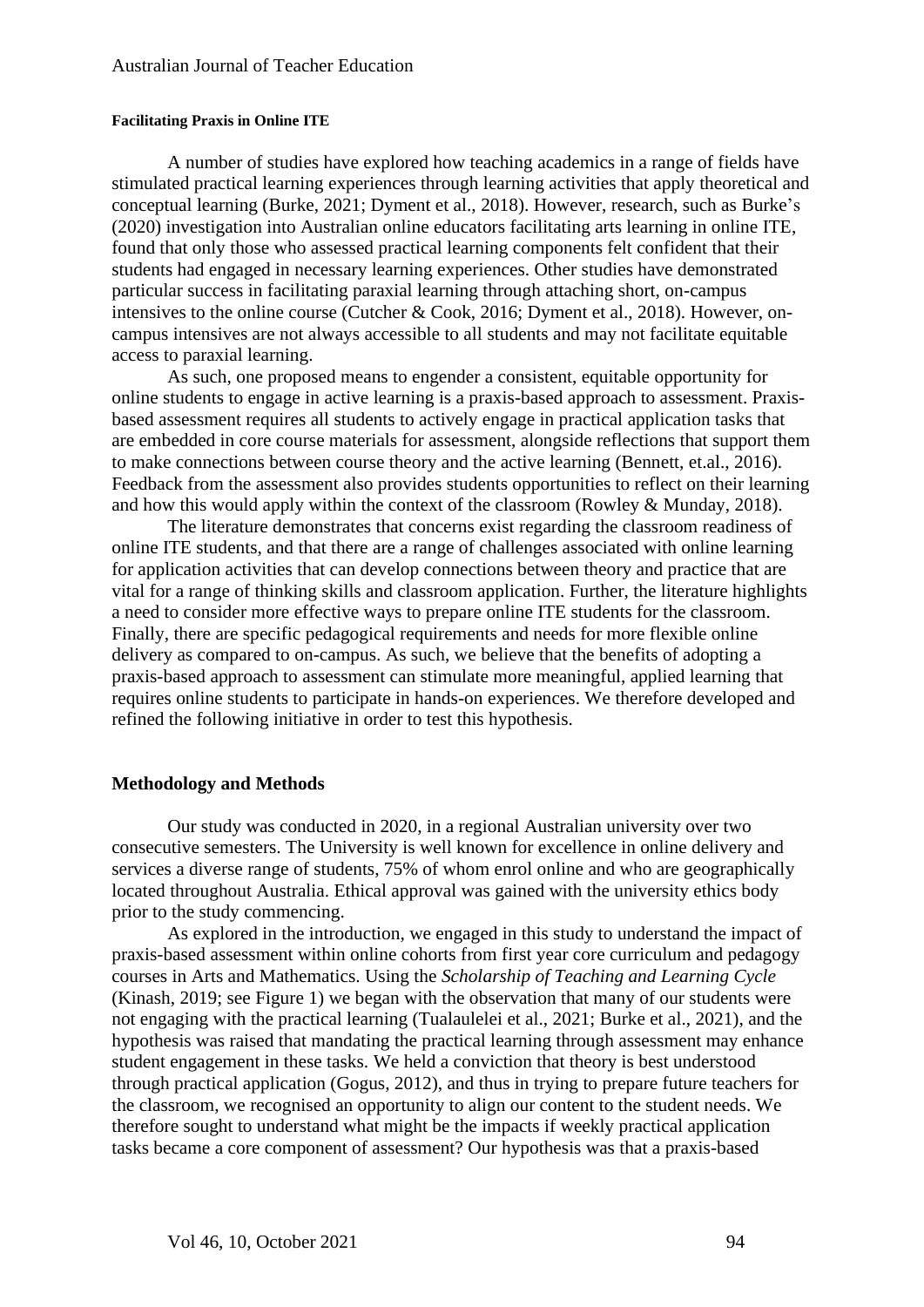#### Facilitating Praxis in Online ITE

A number of studies have explored how teaching academics in a range of fields have stimulated practical learning experiences through learning activities that apply theoretical and conceptual learning (Burke, 2021; Dyment et al., 2018). However, research, such as Burke's (2020) investigation into Australian online educators facilitating arts learning in online ITE, found that only those who assessed practical learning components felt confident that their students had engaged in necessary learning experiences. Other studies have demonstrated particular success in facilitating paraxial learning through attaching short, on-campus intensives to the online course (Cutcher & Cook, 2016; Dyment et al., 2018). However, on-campus intensives are not always accessible to all students and may not facilitate equitable access to paraxial learning.

As such, one proposed means to engender a consistent, equitable opportunity for online students to engage in active learning is a praxis-based approach to assessment. Praxis-based assessment requires all students to actively engage in practical application tasks that are embedded in core course materials for assessment, alongside reflections that support them to make connections between course theory and the active learning (Bennett, et.al., 2016). Feedback from the assessment also provides students opportunities to reflect on their learning and how this would apply within the context of the classroom (Rowley & Munday, 2018).

The literature demonstrates that concerns exist regarding the classroom readiness of online ITE students, and that there are a range of challenges associated with online learning for application activities that can develop connections between theory and practice that are vital for a range of thinking skills and classroom application. Further, the literature highlights a need to consider more effective ways to prepare online ITE students for the classroom. Finally, there are specific pedagogical requirements and needs for more flexible online delivery as compared to on-campus. As such, we believe that the benefits of adopting a praxis-based approach to assessment can stimulate more meaningful, applied learning that requires online students to participate in hands-on experiences. We therefore developed and refined the following initiative in order to test this hypothesis.

## Methodology and Methods

Our study was conducted in 2020, in a regional Australian university over two consecutive semesters. The University is well known for excellence in online delivery and services a diverse range of students, 75% of whom enrol online and who are geographically located throughout Australia. Ethical approval was gained with the university ethics body prior to the study commencing.

As explored in the introduction, we engaged in this study to understand the impact of praxis-based assessment within online cohorts from first year core curriculum and pedagogy courses in Arts and Mathematics. Using the *Scholarship of Teaching and Learning Cycle* (Kinash, 2019; see Figure 1) we began with the observation that many of our students were not engaging with the practical learning (Tualaulelei et al., 2021; Burke et al., 2021), and the hypothesis was raised that mandating the practical learning through assessment may enhance student engagement in these tasks. We held a conviction that theory is best understood through practical application (Gogus, 2012), and thus in trying to prepare future teachers for the classroom, we recognised an opportunity to align our content to the student needs. We therefore sought to understand what might be the impacts if weekly practical application tasks became a core component of assessment? Our hypothesis was that a praxis-based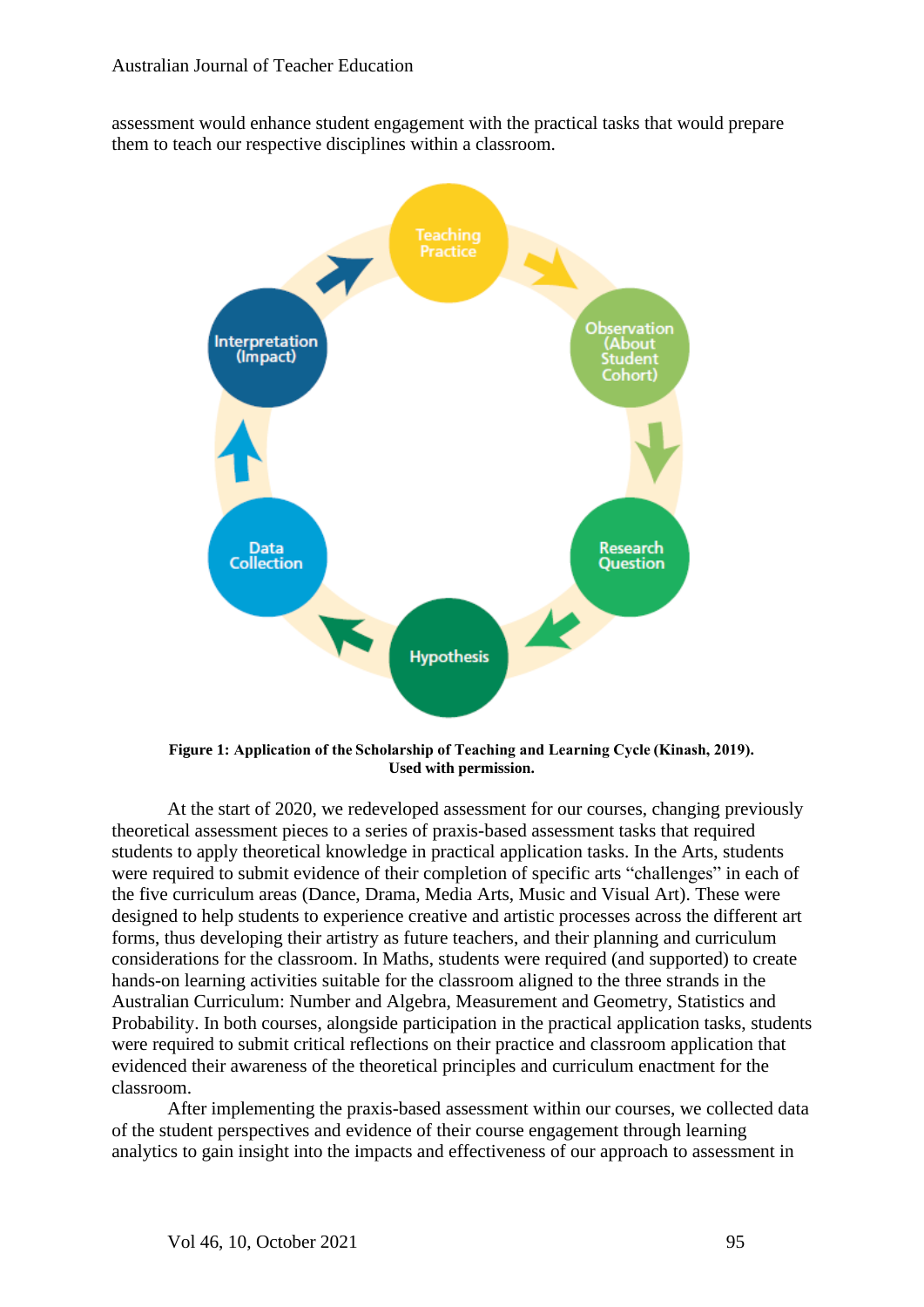assessment would enhance student engagement with the practical tasks that would prepare them to teach our respective disciplines within a classroom.

**Figure 1: Application of the Scholarship of Teaching and Learning Cycle (Kinash, 2019). Used with permission.**

At the start of 2020, we redeveloped assessment for our courses, changing previously theoretical assessment pieces to a series of praxis-based assessment tasks that required students to apply theoretical knowledge in practical application tasks. In the Arts, students were required to submit evidence of their completion of specific arts "challenges" in each of the five curriculum areas (Dance, Drama, Media Arts, Music and Visual Art). These were designed to help students to experience creative and artistic processes across the different art forms, thus developing their artistry as future teachers, and their planning and curriculum considerations for the classroom. In Maths, students were required (and supported) to create hands-on learning activities suitable for the classroom aligned to the three strands in the Australian Curriculum: Number and Algebra, Measurement and Geometry, Statistics and Probability. In both courses, alongside participation in the practical application tasks, students were required to submit critical reflections on their practice and classroom application that evidenced their awareness of the theoretical principles and curriculum enactment for the classroom.

After implementing the praxis-based assessment within our courses, we collected data of the student perspectives and evidence of their course engagement through learning analytics to gain insight into the impacts and effectiveness of our approach to assessment in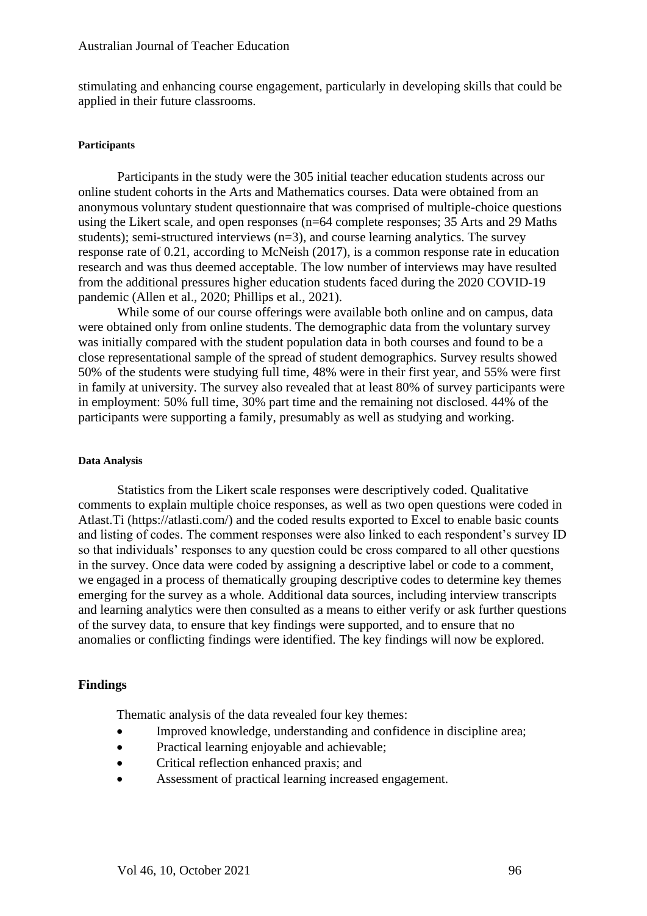stimulating and enhancing course engagement, particularly in developing skills that could be applied in their future classrooms.

#### Participants

Participants in the study were the 305 initial teacher education students across our online student cohorts in the Arts and Mathematics courses. Data were obtained from an anonymous voluntary student questionnaire that was comprised of multiple-choice questions using the Likert scale, and open responses (n=64 complete responses; 35 Arts and 29 Maths students); semi-structured interviews (n=3), and course learning analytics. The survey response rate of 0.21, according to McNeish (2017), is a common response rate in education research and was thus deemed acceptable. The low number of interviews may have resulted from the additional pressures higher education students faced during the 2020 COVID-19 pandemic (Allen et al., 2020; Phillips et al., 2021).

While some of our course offerings were available both online and on campus, data were obtained only from online students. The demographic data from the voluntary survey was initially compared with the student population data in both courses and found to be a close representational sample of the spread of student demographics. Survey results showed 50% of the students were studying full time, 48% were in their first year, and 55% were first in family at university. The survey also revealed that at least 80% of survey participants were in employment: 50% full time, 30% part time and the remaining not disclosed. 44% of the participants were supporting a family, presumably as well as studying and working.

#### Data Analysis

Statistics from the Likert scale responses were descriptively coded. Qualitative comments to explain multiple choice responses, as well as two open questions were coded in Atlast.Ti (https://atlasti.com/) and the coded results exported to Excel to enable basic counts and listing of codes. The comment responses were also linked to each respondent's survey ID so that individuals' responses to any question could be cross compared to all other questions in the survey. Once data were coded by assigning a descriptive label or code to a comment, we engaged in a process of thematically grouping descriptive codes to determine key themes emerging for the survey as a whole. Additional data sources, including interview transcripts and learning analytics were then consulted as a means to either verify or ask further questions of the survey data, to ensure that key findings were supported, and to ensure that no anomalies or conflicting findings were identified. The key findings will now be explored.

### Findings

Thematic analysis of the data revealed four key themes:

- Improved knowledge, understanding and confidence in discipline area;
- Practical learning enjoyable and achievable;
- Critical reflection enhanced praxis; and
- Assessment of practical learning increased engagement.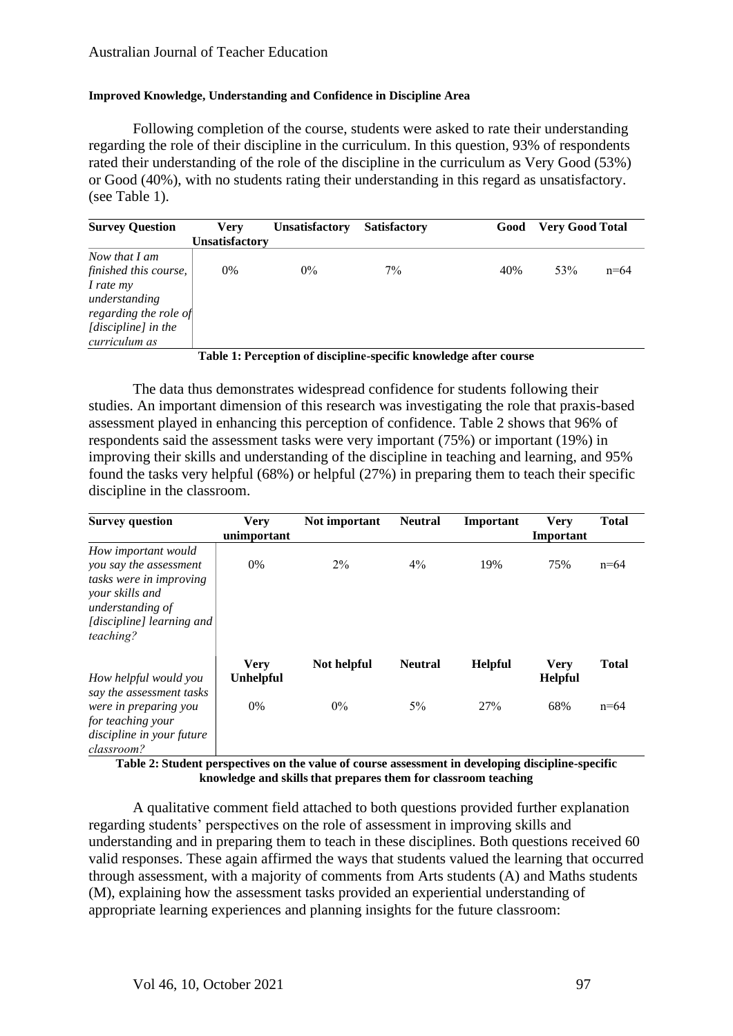**Improved Knowledge, Understanding and Confidence in Discipline Area**

Following completion of the course, students were asked to rate their understanding regarding the role of their discipline in the curriculum. In this question, 93% of respondents rated their understanding of the role of the discipline in the curriculum as Very Good (53%) or Good (40%), with no students rating their understanding in this regard as unsatisfactory. (see Table 1).

| **Survey Question** | **Very Unsatisfactory** | **Unsatisfactory** | **Satisfactory** | **Good** | **Very Good** | **Total** |
|---|---|---|---|---|---|---|
| *Now that I am finished this course, I rate my understanding regarding the role of [discipline] in the curriculum as* | 0% | 0% | 7% | 40% | 53% | n=64 |

**Table 1: Perception of discipline-specific knowledge after course**

The data thus demonstrates widespread confidence for students following their studies. An important dimension of this research was investigating the role that praxis-based assessment played in enhancing this perception of confidence. Table 2 shows that 96% of respondents said the assessment tasks were very important (75%) or important (19%) in improving their skills and understanding of the discipline in teaching and learning, and 95% found the tasks very helpful (68%) or helpful (27%) in preparing them to teach their specific discipline in the classroom.

| **Survey question** | **Very unimportant** | **Not important** | **Neutral** | **Important** | **Very Important** | **Total** |
|---|---|---|---|---|---|---|
| *How important would you say the assessment tasks were in improving your skills and understanding of [discipline] learning and teaching?* | 0% | 2% | 4% | 19% | 75% | n=64 |
| | **Very Unhelpful** | **Not helpful** | **Neutral** | **Helpful** | **Very Helpful** | **Total** |
| *How helpful would you say the assessment tasks were in preparing you for teaching your discipline in your future classroom?* | 0% | 0% | 5% | 27% | 68% | n=64 |

**Table 2: Student perspectives on the value of course assessment in developing discipline-specific knowledge and skills that prepares them for classroom teaching**

A qualitative comment field attached to both questions provided further explanation regarding students' perspectives on the role of assessment in improving skills and understanding and in preparing them to teach in these disciplines. Both questions received 60 valid responses. These again affirmed the ways that students valued the learning that occurred through assessment, with a majority of comments from Arts students (A) and Maths students (M), explaining how the assessment tasks provided an experiential understanding of appropriate learning experiences and planning insights for the future classroom: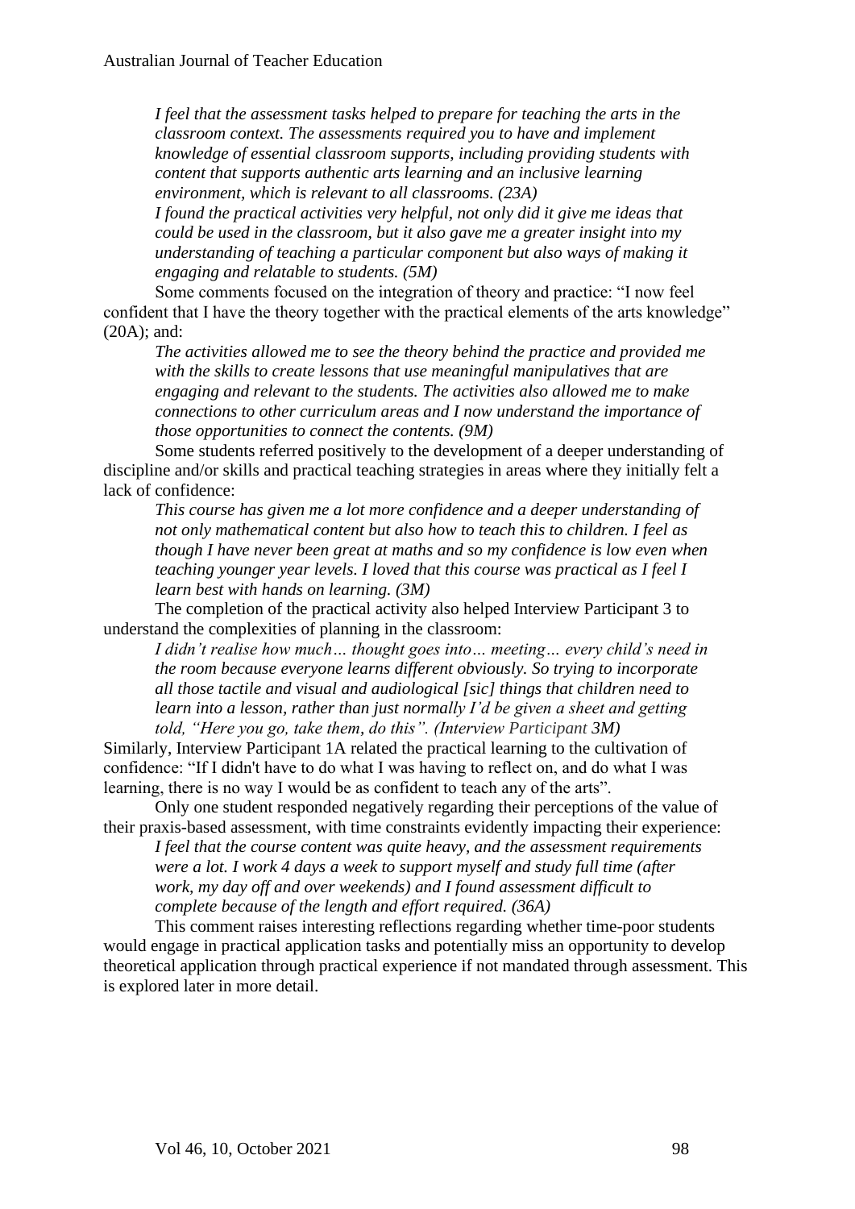*I feel that the assessment tasks helped to prepare for teaching the arts in the classroom context. The assessments required you to have and implement knowledge of essential classroom supports, including providing students with content that supports authentic arts learning and an inclusive learning environment, which is relevant to all classrooms. (23A)*

*I found the practical activities very helpful, not only did it give me ideas that could be used in the classroom, but it also gave me a greater insight into my understanding of teaching a particular component but also ways of making it engaging and relatable to students. (5M)*

Some comments focused on the integration of theory and practice: "I now feel confident that I have the theory together with the practical elements of the arts knowledge" (20A); and:

*The activities allowed me to see the theory behind the practice and provided me with the skills to create lessons that use meaningful manipulatives that are engaging and relevant to the students. The activities also allowed me to make connections to other curriculum areas and I now understand the importance of those opportunities to connect the contents. (9M)*

Some students referred positively to the development of a deeper understanding of discipline and/or skills and practical teaching strategies in areas where they initially felt a lack of confidence:

*This course has given me a lot more confidence and a deeper understanding of not only mathematical content but also how to teach this to children. I feel as though I have never been great at maths and so my confidence is low even when teaching younger year levels. I loved that this course was practical as I feel I learn best with hands on learning. (3M)*

The completion of the practical activity also helped Interview Participant 3 to understand the complexities of planning in the classroom:

*I didn't realise how much… thought goes into… meeting… every child's need in the room because everyone learns different obviously. So trying to incorporate all those tactile and visual and audiological [sic] things that children need to learn into a lesson, rather than just normally I'd be given a sheet and getting told, "Here you go, take them, do this". (Interview Participant 3M)*

Similarly, Interview Participant 1A related the practical learning to the cultivation of confidence: "If I didn't have to do what I was having to reflect on, and do what I was learning, there is no way I would be as confident to teach any of the arts".

Only one student responded negatively regarding their perceptions of the value of their praxis-based assessment, with time constraints evidently impacting their experience:

*I feel that the course content was quite heavy, and the assessment requirements were a lot. I work 4 days a week to support myself and study full time (after work, my day off and over weekends) and I found assessment difficult to complete because of the length and effort required. (36A)*

This comment raises interesting reflections regarding whether time-poor students would engage in practical application tasks and potentially miss an opportunity to develop theoretical application through practical experience if not mandated through assessment. This is explored later in more detail.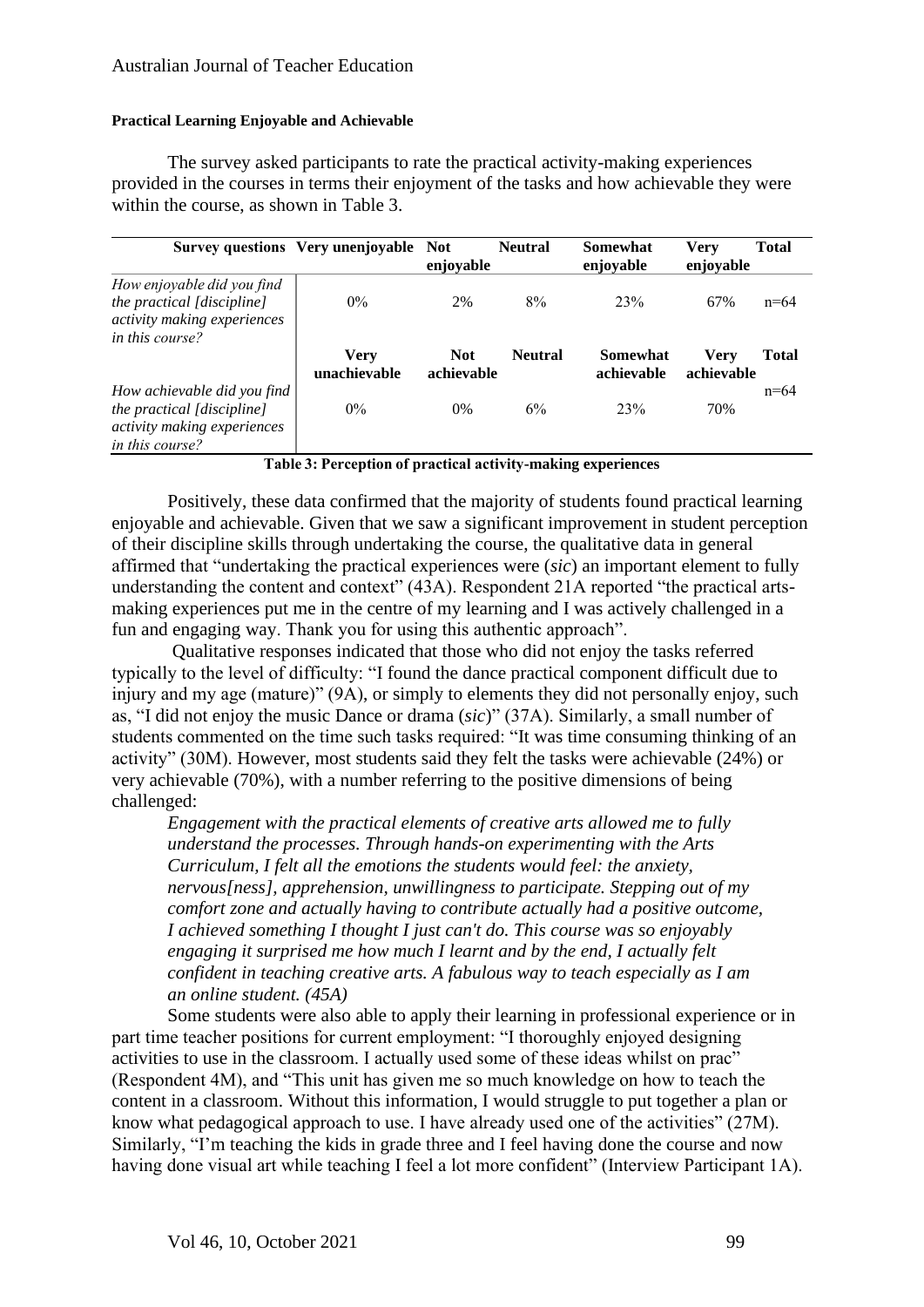#### Practical Learning Enjoyable and Achievable

The survey asked participants to rate the practical activity-making experiences provided in the courses in terms their enjoyment of the tasks and how achievable they were within the course, as shown in Table 3.

| Survey questions | Very unenjoyable | Not enjoyable | Neutral | Somewhat enjoyable | Very enjoyable | Total |
|---|---|---|---|---|---|---|
| *How enjoyable did you find the practical [discipline] activity making experiences in this course?* | 0% | 2% | 8% | 23% | 67% | n=64 |
| | **Very unachievable** | **Not achievable** | **Neutral** | **Somewhat achievable** | **Very achievable** | **Total** |
| *How achievable did you find the practical [discipline] activity making experiences in this course?* | 0% | 0% | 6% | 23% | 70% | n=64 |

**Table 3: Perception of practical activity-making experiences**

Positively, these data confirmed that the majority of students found practical learning enjoyable and achievable. Given that we saw a significant improvement in student perception of their discipline skills through undertaking the course, the qualitative data in general affirmed that "undertaking the practical experiences were (*sic*) an important element to fully understanding the content and context" (43A). Respondent 21A reported "the practical arts-making experiences put me in the centre of my learning and I was actively challenged in a fun and engaging way. Thank you for using this authentic approach".

Qualitative responses indicated that those who did not enjoy the tasks referred typically to the level of difficulty: "I found the dance practical component difficult due to injury and my age (mature)" (9A), or simply to elements they did not personally enjoy, such as, "I did not enjoy the music Dance or drama (*sic*)" (37A). Similarly, a small number of students commented on the time such tasks required: "It was time consuming thinking of an activity" (30M). However, most students said they felt the tasks were achievable (24%) or very achievable (70%), with a number referring to the positive dimensions of being challenged:

> *Engagement with the practical elements of creative arts allowed me to fully understand the processes. Through hands-on experimenting with the Arts Curriculum, I felt all the emotions the students would feel: the anxiety, nervous[ness], apprehension, unwillingness to participate. Stepping out of my comfort zone and actually having to contribute actually had a positive outcome, I achieved something I thought I just can't do. This course was so enjoyably engaging it surprised me how much I learnt and by the end, I actually felt confident in teaching creative arts. A fabulous way to teach especially as I am an online student. (45A)*

Some students were also able to apply their learning in professional experience or in part time teacher positions for current employment: "I thoroughly enjoyed designing activities to use in the classroom. I actually used some of these ideas whilst on prac" (Respondent 4M), and "This unit has given me so much knowledge on how to teach the content in a classroom. Without this information, I would struggle to put together a plan or know what pedagogical approach to use. I have already used one of the activities" (27M). Similarly, "I'm teaching the kids in grade three and I feel having done the course and now having done visual art while teaching I feel a lot more confident" (Interview Participant 1A).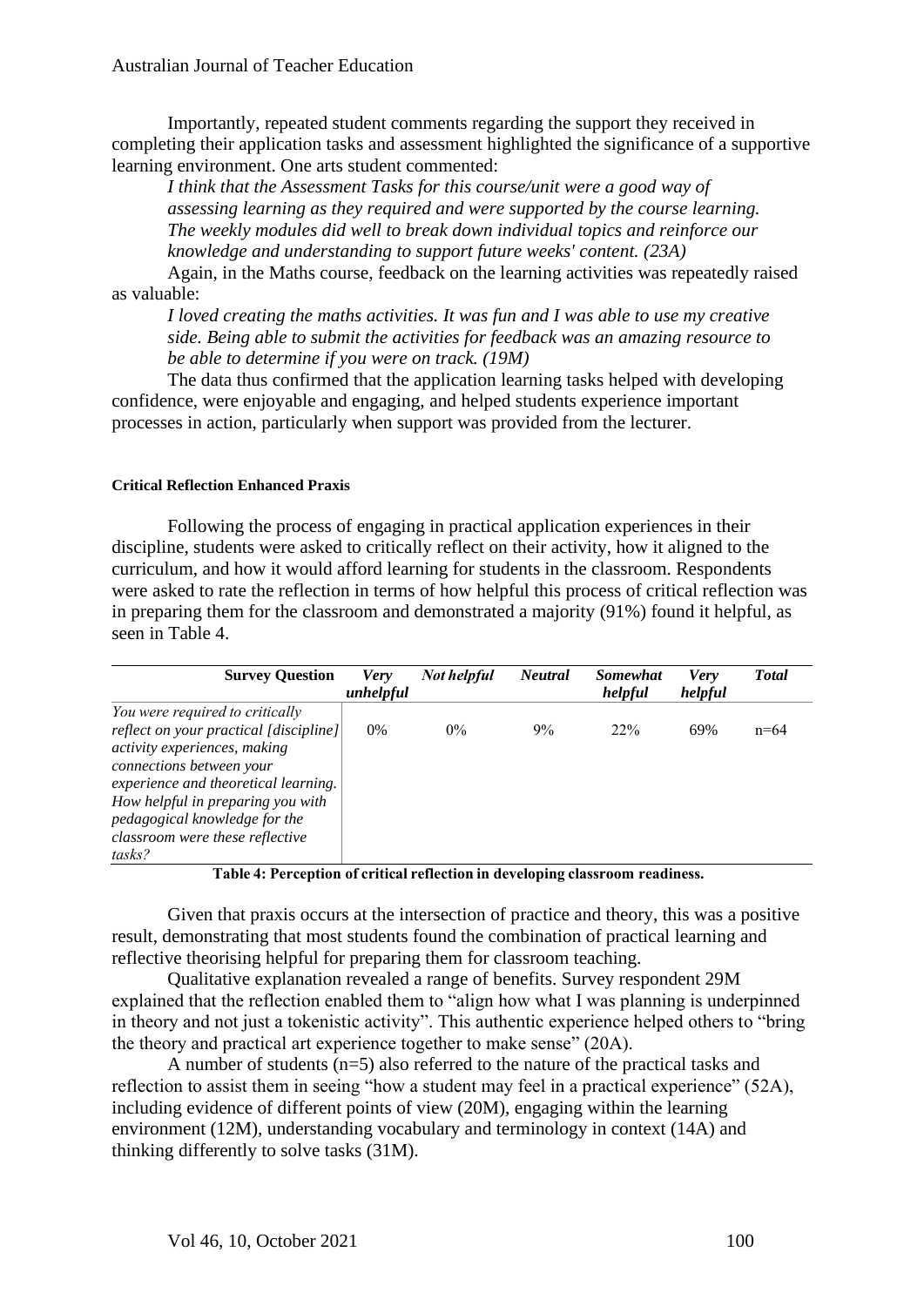Importantly, repeated student comments regarding the support they received in completing their application tasks and assessment highlighted the significance of a supportive learning environment. One arts student commented:

> *I think that the Assessment Tasks for this course/unit were a good way of assessing learning as they required and were supported by the course learning. The weekly modules did well to break down individual topics and reinforce our knowledge and understanding to support future weeks' content. (23A)*

Again, in the Maths course, feedback on the learning activities was repeatedly raised as valuable:

> *I loved creating the maths activities. It was fun and I was able to use my creative side. Being able to submit the activities for feedback was an amazing resource to be able to determine if you were on track. (19M)*

The data thus confirmed that the application learning tasks helped with developing confidence, were enjoyable and engaging, and helped students experience important processes in action, particularly when support was provided from the lecturer.

#### Critical Reflection Enhanced Praxis

Following the process of engaging in practical application experiences in their discipline, students were asked to critically reflect on their activity, how it aligned to the curriculum, and how it would afford learning for students in the classroom. Respondents were asked to rate the reflection in terms of how helpful this process of critical reflection was in preparing them for the classroom and demonstrated a majority (91%) found it helpful, as seen in Table 4.

| **Survey Question** | ***Very unhelpful*** | ***Not helpful*** | ***Neutral*** | ***Somewhat helpful*** | ***Very helpful*** | ***Total*** |
|---|---|---|---|---|---|---|
| *You were required to critically reflect on your practical [discipline] activity experiences, making connections between your experience and theoretical learning. How helpful in preparing you with pedagogical knowledge for the classroom were these reflective tasks?* | 0% | 0% | 9% | 22% | 69% | n=64 |

**Table 4: Perception of critical reflection in developing classroom readiness.**

Given that praxis occurs at the intersection of practice and theory, this was a positive result, demonstrating that most students found the combination of practical learning and reflective theorising helpful for preparing them for classroom teaching.

Qualitative explanation revealed a range of benefits. Survey respondent 29M explained that the reflection enabled them to "align how what I was planning is underpinned in theory and not just a tokenistic activity". This authentic experience helped others to "bring the theory and practical art experience together to make sense" (20A).

A number of students (n=5) also referred to the nature of the practical tasks and reflection to assist them in seeing "how a student may feel in a practical experience" (52A), including evidence of different points of view (20M), engaging within the learning environment (12M), understanding vocabulary and terminology in context (14A) and thinking differently to solve tasks (31M).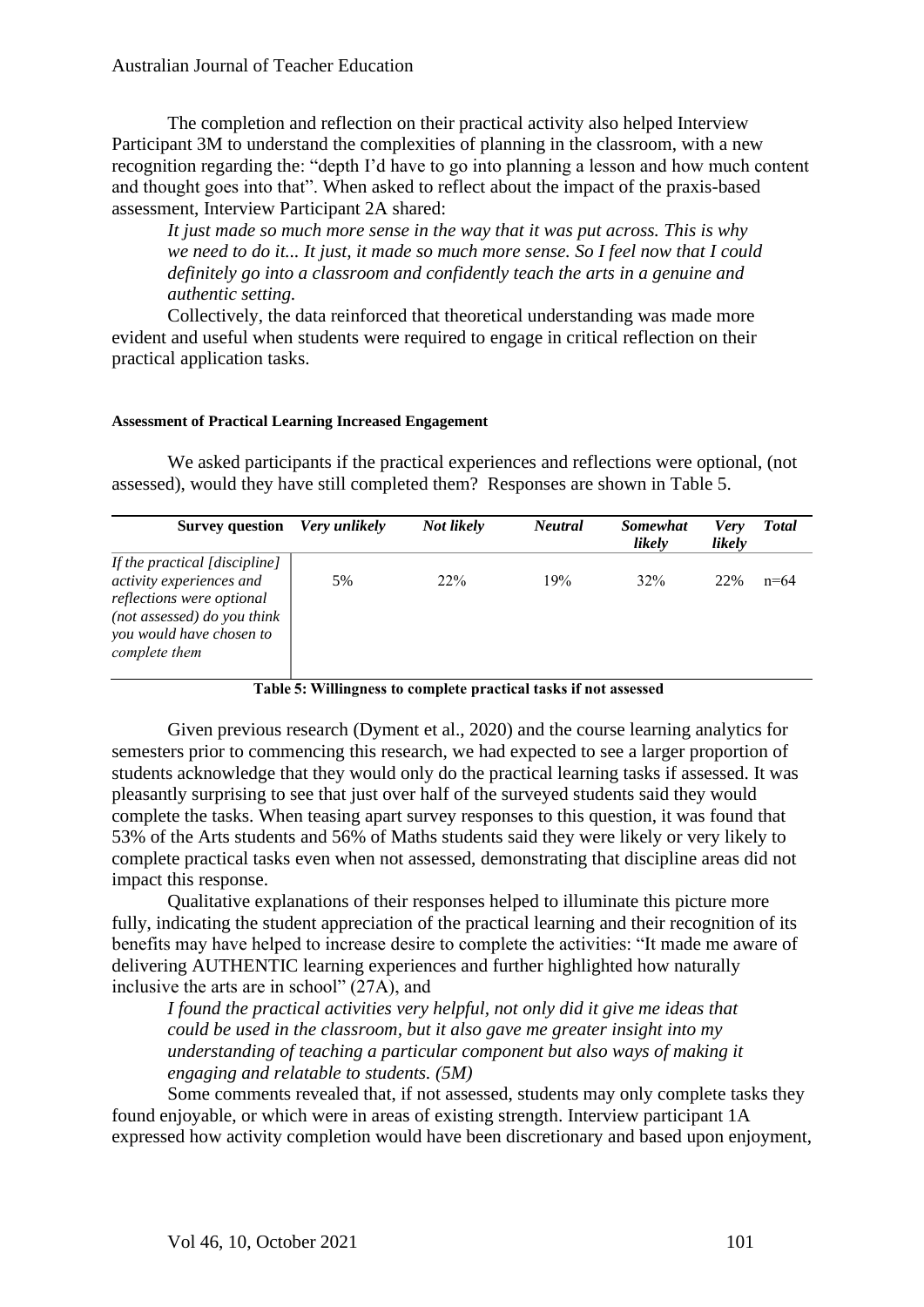The completion and reflection on their practical activity also helped Interview Participant 3M to understand the complexities of planning in the classroom, with a new recognition regarding the: "depth I'd have to go into planning a lesson and how much content and thought goes into that". When asked to reflect about the impact of the praxis-based assessment, Interview Participant 2A shared:

> *It just made so much more sense in the way that it was put across. This is why we need to do it... It just, it made so much more sense. So I feel now that I could definitely go into a classroom and confidently teach the arts in a genuine and authentic setting.*

Collectively, the data reinforced that theoretical understanding was made more evident and useful when students were required to engage in critical reflection on their practical application tasks.

#### Assessment of Practical Learning Increased Engagement

We asked participants if the practical experiences and reflections were optional, (not assessed), would they have still completed them? Responses are shown in Table 5.

| Survey question | *Very unlikely* | *Not likely* | *Neutral* | *Somewhat likely* | *Very likely* | *Total* |
|---|---|---|---|---|---|---|
| *If the practical [discipline] activity experiences and reflections were optional (not assessed) do you think you would have chosen to complete them* | 5% | 22% | 19% | 32% | 22% | n=64 |

**Table 5: Willingness to complete practical tasks if not assessed**

Given previous research (Dyment et al., 2020) and the course learning analytics for semesters prior to commencing this research, we had expected to see a larger proportion of students acknowledge that they would only do the practical learning tasks if assessed. It was pleasantly surprising to see that just over half of the surveyed students said they would complete the tasks. When teasing apart survey responses to this question, it was found that 53% of the Arts students and 56% of Maths students said they were likely or very likely to complete practical tasks even when not assessed, demonstrating that discipline areas did not impact this response.

Qualitative explanations of their responses helped to illuminate this picture more fully, indicating the student appreciation of the practical learning and their recognition of its benefits may have helped to increase desire to complete the activities: "It made me aware of delivering AUTHENTIC learning experiences and further highlighted how naturally inclusive the arts are in school" (27A), and

> *I found the practical activities very helpful, not only did it give me ideas that could be used in the classroom, but it also gave me greater insight into my understanding of teaching a particular component but also ways of making it engaging and relatable to students. (5M)*

Some comments revealed that, if not assessed, students may only complete tasks they found enjoyable, or which were in areas of existing strength. Interview participant 1A expressed how activity completion would have been discretionary and based upon enjoyment,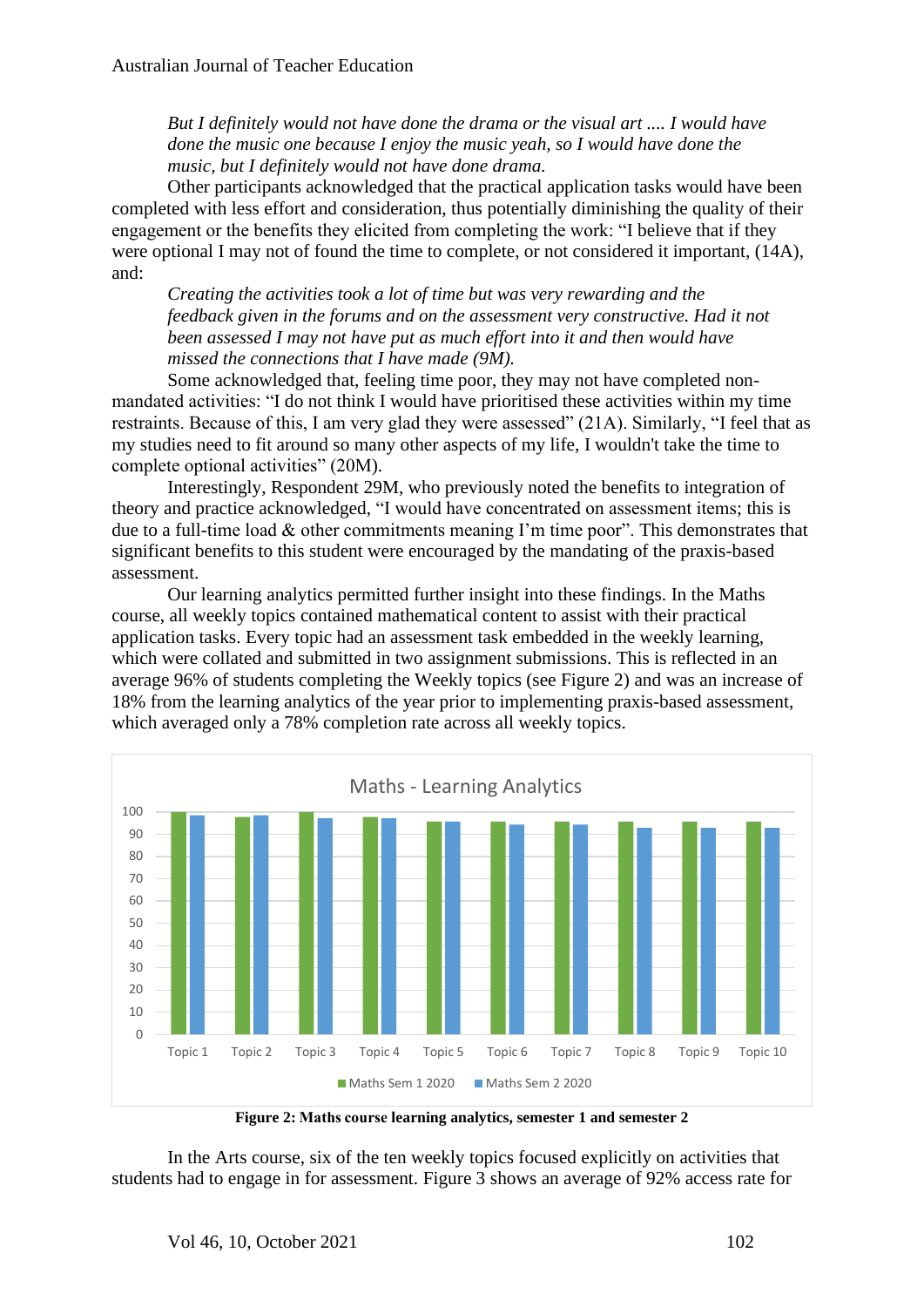> *But I definitely would not have done the drama or the visual art .... I would have done the music one because I enjoy the music yeah, so I would have done the music, but I definitely would not have done drama.*

Other participants acknowledged that the practical application tasks would have been completed with less effort and consideration, thus potentially diminishing the quality of their engagement or the benefits they elicited from completing the work: "I believe that if they were optional I may not of found the time to complete, or not considered it important, (14A), and:

> *Creating the activities took a lot of time but was very rewarding and the feedback given in the forums and on the assessment very constructive. Had it not been assessed I may not have put as much effort into it and then would have missed the connections that I have made (9M).*

Some acknowledged that, feeling time poor, they may not have completed non-mandated activities: "I do not think I would have prioritised these activities within my time restraints. Because of this, I am very glad they were assessed" (21A). Similarly, "I feel that as my studies need to fit around so many other aspects of my life, I wouldn't take the time to complete optional activities" (20M).

Interestingly, Respondent 29M, who previously noted the benefits to integration of theory and practice acknowledged, "I would have concentrated on assessment items; this is due to a full-time load & other commitments meaning I'm time poor". This demonstrates that significant benefits to this student were encouraged by the mandating of the praxis-based assessment.

Our learning analytics permitted further insight into these findings. In the Maths course, all weekly topics contained mathematical content to assist with their practical application tasks. Every topic had an assessment task embedded in the weekly learning, which were collated and submitted in two assignment submissions. This is reflected in an average 96% of students completing the Weekly topics (see Figure 2) and was an increase of 18% from the learning analytics of the year prior to implementing praxis-based assessment, which averaged only a 78% completion rate across all weekly topics.

**Figure 2: Maths course learning analytics, semester 1 and semester 2**

In the Arts course, six of the ten weekly topics focused explicitly on activities that students had to engage in for assessment. Figure 3 shows an average of 92% access rate for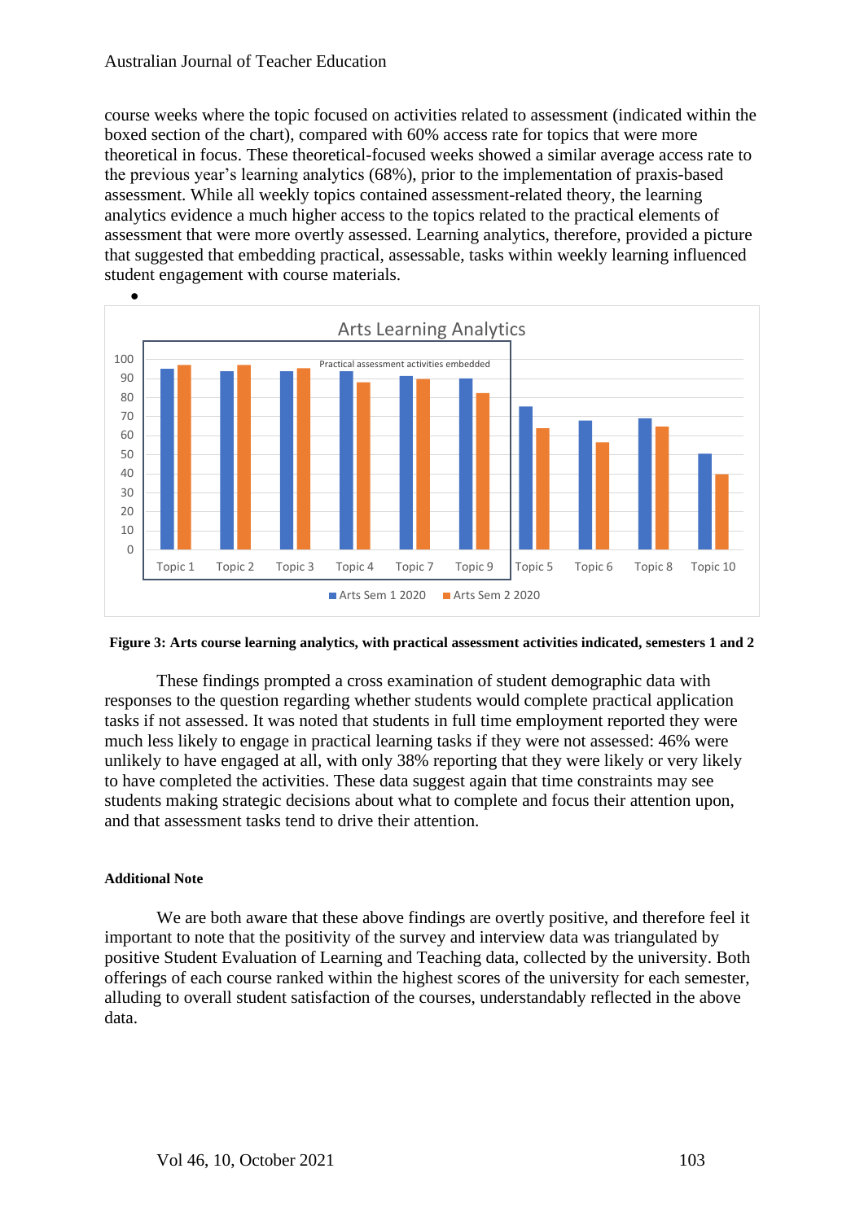course weeks where the topic focused on activities related to assessment (indicated within the boxed section of the chart), compared with 60% access rate for topics that were more theoretical in focus. These theoretical-focused weeks showed a similar average access rate to the previous year's learning analytics (68%), prior to the implementation of praxis-based assessment. While all weekly topics contained assessment-related theory, the learning analytics evidence a much higher access to the topics related to the practical elements of assessment that were more overtly assessed. Learning analytics, therefore, provided a picture that suggested that embedding practical, assessable, tasks within weekly learning influenced student engagement with course materials.

**Figure 3: Arts course learning analytics, with practical assessment activities indicated, semesters 1 and 2**

These findings prompted a cross examination of student demographic data with responses to the question regarding whether students would complete practical application tasks if not assessed. It was noted that students in full time employment reported they were much less likely to engage in practical learning tasks if they were not assessed: 46% were unlikely to have engaged at all, with only 38% reporting that they were likely or very likely to have completed the activities. These data suggest again that time constraints may see students making strategic decisions about what to complete and focus their attention upon, and that assessment tasks tend to drive their attention.

#### Additional Note

We are both aware that these above findings are overtly positive, and therefore feel it important to note that the positivity of the survey and interview data was triangulated by positive Student Evaluation of Learning and Teaching data, collected by the university. Both offerings of each course ranked within the highest scores of the university for each semester, alluding to overall student satisfaction of the courses, understandably reflected in the above data.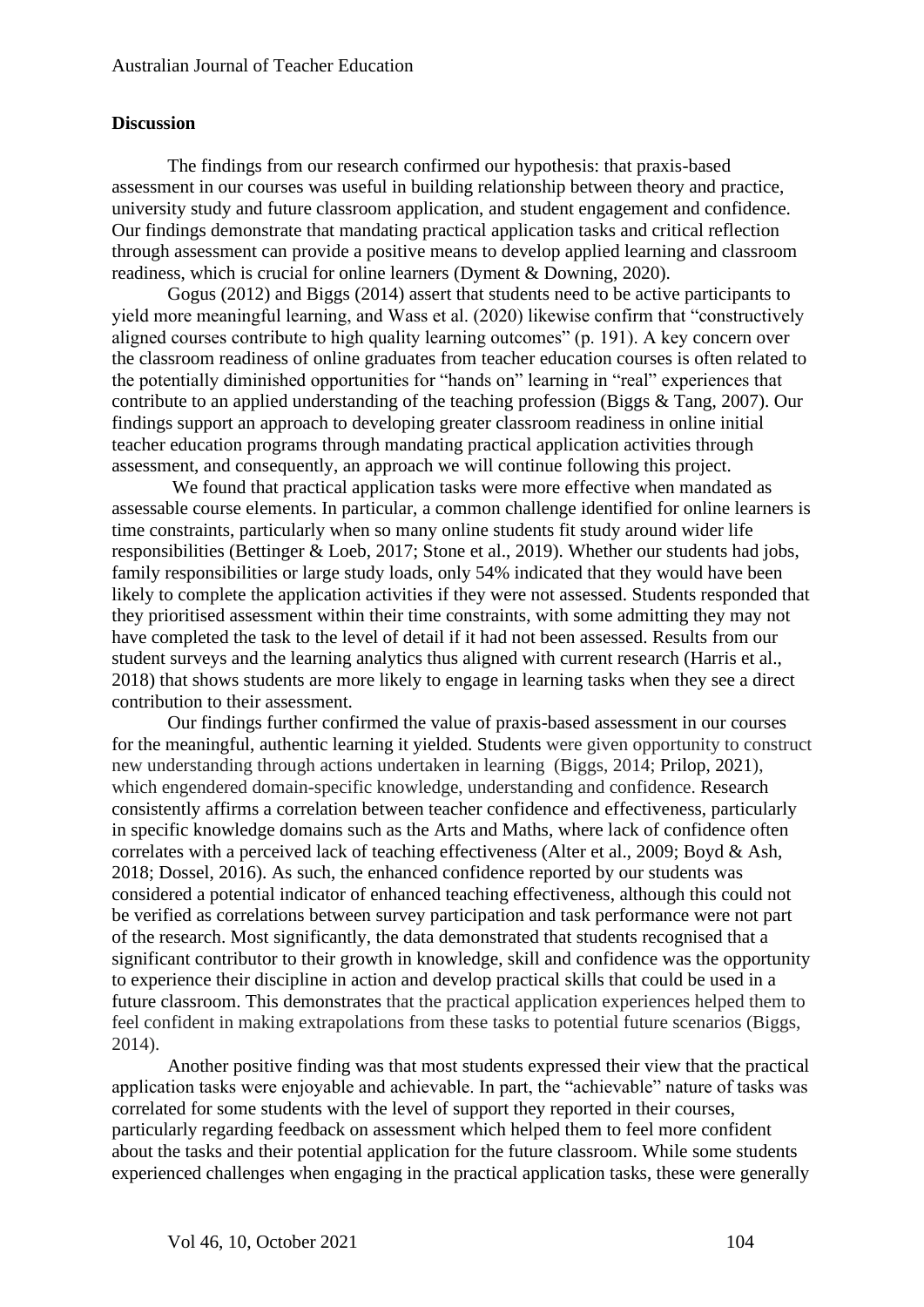**Discussion**

The findings from our research confirmed our hypothesis: that praxis-based assessment in our courses was useful in building relationship between theory and practice, university study and future classroom application, and student engagement and confidence. Our findings demonstrate that mandating practical application tasks and critical reflection through assessment can provide a positive means to develop applied learning and classroom readiness, which is crucial for online learners (Dyment & Downing, 2020).

Gogus (2012) and Biggs (2014) assert that students need to be active participants to yield more meaningful learning, and Wass et al. (2020) likewise confirm that "constructively aligned courses contribute to high quality learning outcomes" (p. 191). A key concern over the classroom readiness of online graduates from teacher education courses is often related to the potentially diminished opportunities for "hands on" learning in "real" experiences that contribute to an applied understanding of the teaching profession (Biggs & Tang, 2007). Our findings support an approach to developing greater classroom readiness in online initial teacher education programs through mandating practical application activities through assessment, and consequently, an approach we will continue following this project.

We found that practical application tasks were more effective when mandated as assessable course elements. In particular, a common challenge identified for online learners is time constraints, particularly when so many online students fit study around wider life responsibilities (Bettinger & Loeb, 2017; Stone et al., 2019). Whether our students had jobs, family responsibilities or large study loads, only 54% indicated that they would have been likely to complete the application activities if they were not assessed. Students responded that they prioritised assessment within their time constraints, with some admitting they may not have completed the task to the level of detail if it had not been assessed. Results from our student surveys and the learning analytics thus aligned with current research (Harris et al., 2018) that shows students are more likely to engage in learning tasks when they see a direct contribution to their assessment.

Our findings further confirmed the value of praxis-based assessment in our courses for the meaningful, authentic learning it yielded. Students were given opportunity to construct new understanding through actions undertaken in learning (Biggs, 2014; Prilop, 2021), which engendered domain-specific knowledge, understanding and confidence. Research consistently affirms a correlation between teacher confidence and effectiveness, particularly in specific knowledge domains such as the Arts and Maths, where lack of confidence often correlates with a perceived lack of teaching effectiveness (Alter et al., 2009; Boyd & Ash, 2018; Dossel, 2016). As such, the enhanced confidence reported by our students was considered a potential indicator of enhanced teaching effectiveness, although this could not be verified as correlations between survey participation and task performance were not part of the research. Most significantly, the data demonstrated that students recognised that a significant contributor to their growth in knowledge, skill and confidence was the opportunity to experience their discipline in action and develop practical skills that could be used in a future classroom. This demonstrates that the practical application experiences helped them to feel confident in making extrapolations from these tasks to potential future scenarios (Biggs, 2014).

Another positive finding was that most students expressed their view that the practical application tasks were enjoyable and achievable. In part, the "achievable" nature of tasks was correlated for some students with the level of support they reported in their courses, particularly regarding feedback on assessment which helped them to feel more confident about the tasks and their potential application for the future classroom. While some students experienced challenges when engaging in the practical application tasks, these were generally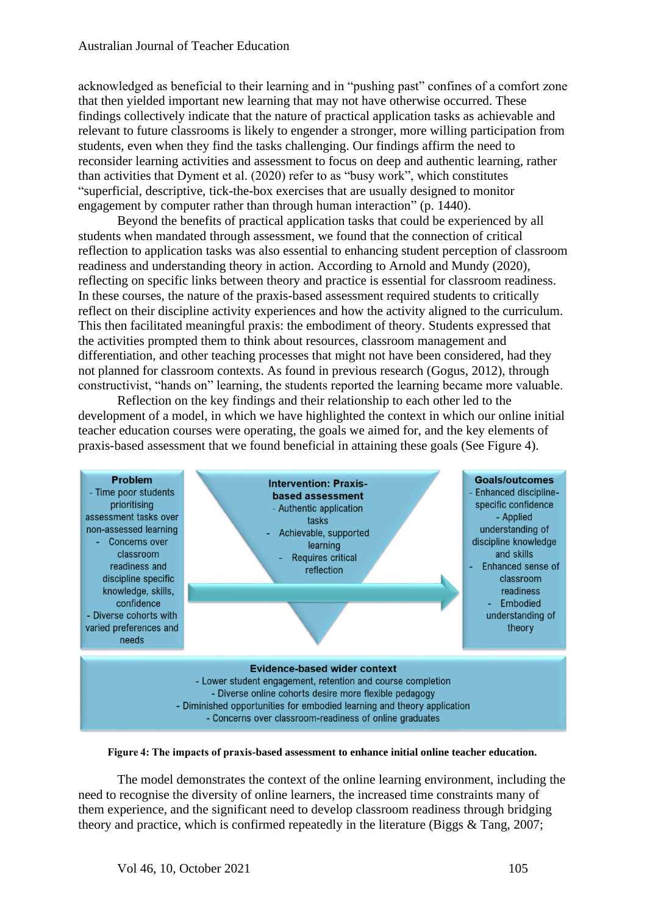acknowledged as beneficial to their learning and in "pushing past" confines of a comfort zone that then yielded important new learning that may not have otherwise occurred. These findings collectively indicate that the nature of practical application tasks as achievable and relevant to future classrooms is likely to engender a stronger, more willing participation from students, even when they find the tasks challenging. Our findings affirm the need to reconsider learning activities and assessment to focus on deep and authentic learning, rather than activities that Dyment et al. (2020) refer to as "busy work", which constitutes "superficial, descriptive, tick-the-box exercises that are usually designed to monitor engagement by computer rather than through human interaction" (p. 1440).

Beyond the benefits of practical application tasks that could be experienced by all students when mandated through assessment, we found that the connection of critical reflection to application tasks was also essential to enhancing student perception of classroom readiness and understanding theory in action. According to Arnold and Mundy (2020), reflecting on specific links between theory and practice is essential for classroom readiness. In these courses, the nature of the praxis-based assessment required students to critically reflect on their discipline activity experiences and how the activity aligned to the curriculum. This then facilitated meaningful praxis: the embodiment of theory. Students expressed that the activities prompted them to think about resources, classroom management and differentiation, and other teaching processes that might not have been considered, had they not planned for classroom contexts. As found in previous research (Gogus, 2012), through constructivist, "hands on" learning, the students reported the learning became more valuable.

Reflection on the key findings and their relationship to each other led to the development of a model, in which we have highlighted the context in which our online initial teacher education courses were operating, the goals we aimed for, and the key elements of praxis-based assessment that we found beneficial in attaining these goals (See Figure 4).

**Problem**
- Time poor students prioritising assessment tasks over non-assessed learning
- Concerns over classroom readiness and discipline specific knowledge, skills, confidence
- Diverse cohorts with varied preferences and needs

**Intervention: Praxis-based assessment**
- Authentic application tasks
- Achievable, supported learning
- Requires critical reflection

**Goals/outcomes**
- Enhanced discipline-specific confidence
- Applied understanding of discipline knowledge and skills
- Enhanced sense of classroom readiness
- Embodied understanding of theory

**Evidence-based wider context**
- Lower student engagement, retention and course completion
- Diverse online cohorts desire more flexible pedagogy
- Diminished opportunities for embodied learning and theory application
- Concerns over classroom-readiness of online graduates

**Figure 4: The impacts of praxis-based assessment to enhance initial online teacher education.**

The model demonstrates the context of the online learning environment, including the need to recognise the diversity of online learners, the increased time constraints many of them experience, and the significant need to develop classroom readiness through bridging theory and practice, which is confirmed repeatedly in the literature (Biggs & Tang, 2007;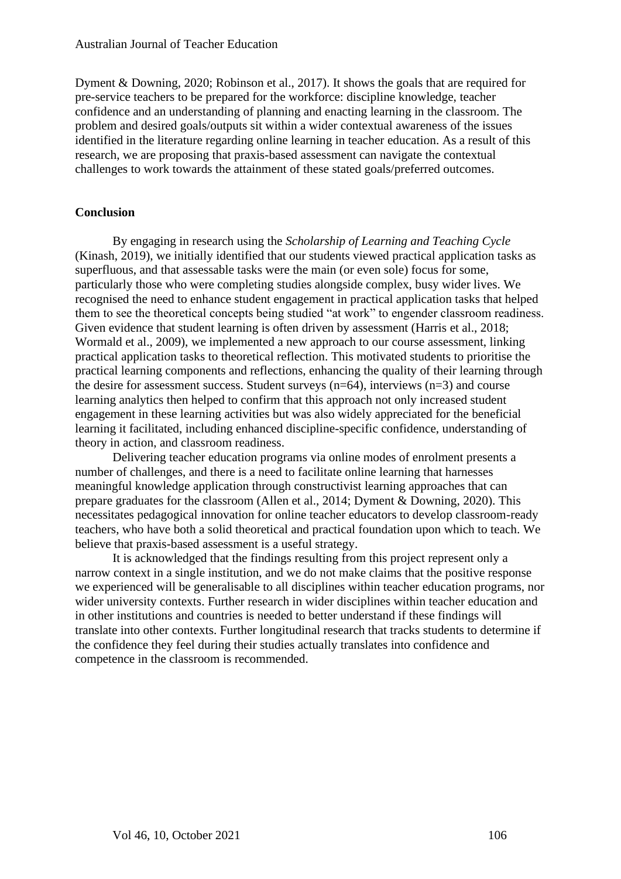Dyment & Downing, 2020; Robinson et al., 2017). It shows the goals that are required for pre-service teachers to be prepared for the workforce: discipline knowledge, teacher confidence and an understanding of planning and enacting learning in the classroom. The problem and desired goals/outputs sit within a wider contextual awareness of the issues identified in the literature regarding online learning in teacher education. As a result of this research, we are proposing that praxis-based assessment can navigate the contextual challenges to work towards the attainment of these stated goals/preferred outcomes.

## Conclusion

By engaging in research using the *Scholarship of Learning and Teaching Cycle* (Kinash, 2019), we initially identified that our students viewed practical application tasks as superfluous, and that assessable tasks were the main (or even sole) focus for some, particularly those who were completing studies alongside complex, busy wider lives. We recognised the need to enhance student engagement in practical application tasks that helped them to see the theoretical concepts being studied "at work" to engender classroom readiness. Given evidence that student learning is often driven by assessment (Harris et al., 2018; Wormald et al., 2009), we implemented a new approach to our course assessment, linking practical application tasks to theoretical reflection. This motivated students to prioritise the practical learning components and reflections, enhancing the quality of their learning through the desire for assessment success. Student surveys (n=64), interviews (n=3) and course learning analytics then helped to confirm that this approach not only increased student engagement in these learning activities but was also widely appreciated for the beneficial learning it facilitated, including enhanced discipline-specific confidence, understanding of theory in action, and classroom readiness.

Delivering teacher education programs via online modes of enrolment presents a number of challenges, and there is a need to facilitate online learning that harnesses meaningful knowledge application through constructivist learning approaches that can prepare graduates for the classroom (Allen et al., 2014; Dyment & Downing, 2020). This necessitates pedagogical innovation for online teacher educators to develop classroom-ready teachers, who have both a solid theoretical and practical foundation upon which to teach. We believe that praxis-based assessment is a useful strategy.

It is acknowledged that the findings resulting from this project represent only a narrow context in a single institution, and we do not make claims that the positive response we experienced will be generalisable to all disciplines within teacher education programs, nor wider university contexts. Further research in wider disciplines within teacher education and in other institutions and countries is needed to better understand if these findings will translate into other contexts. Further longitudinal research that tracks students to determine if the confidence they feel during their studies actually translates into confidence and competence in the classroom is recommended.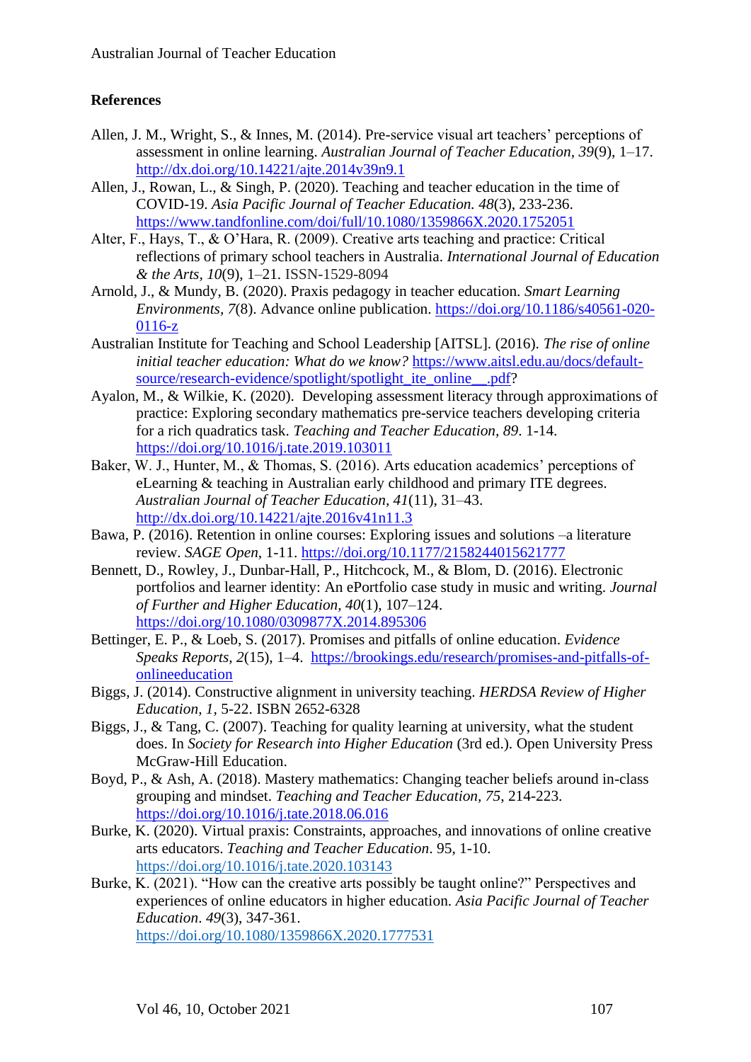**References**

Allen, J. M., Wright, S., & Innes, M. (2014). Pre-service visual art teachers' perceptions of assessment in online learning. *Australian Journal of Teacher Education, 39*(9), 1–17. http://dx.doi.org/10.14221/ajte.2014v39n9.1

Allen, J., Rowan, L., & Singh, P. (2020). Teaching and teacher education in the time of COVID-19. *Asia Pacific Journal of Teacher Education. 48*(3), 233-236. https://www.tandfonline.com/doi/full/10.1080/1359866X.2020.1752051

Alter, F., Hays, T., & O'Hara, R. (2009). Creative arts teaching and practice: Critical reflections of primary school teachers in Australia. *International Journal of Education & the Arts, 10*(9), 1–21. ISSN-1529-8094

Arnold, J., & Mundy, B. (2020). Praxis pedagogy in teacher education. *Smart Learning Environments, 7*(8). Advance online publication. https://doi.org/10.1186/s40561-020-0116-z

Australian Institute for Teaching and School Leadership [AITSL]. (2016). *The rise of online initial teacher education: What do we know?* https://www.aitsl.edu.au/docs/default-source/research-evidence/spotlight/spotlight_ite_online__.pdf?

Ayalon, M., & Wilkie, K. (2020). Developing assessment literacy through approximations of practice: Exploring secondary mathematics pre-service teachers developing criteria for a rich quadratics task. *Teaching and Teacher Education, 89*. 1-14. https://doi.org/10.1016/j.tate.2019.103011

Baker, W. J., Hunter, M., & Thomas, S. (2016). Arts education academics' perceptions of eLearning & teaching in Australian early childhood and primary ITE degrees. *Australian Journal of Teacher Education, 41*(11), 31–43. http://dx.doi.org/10.14221/ajte.2016v41n11.3

Bawa, P. (2016). Retention in online courses: Exploring issues and solutions –a literature review. *SAGE Open*, 1-11. https://doi.org/10.1177/2158244015621777

Bennett, D., Rowley, J., Dunbar-Hall, P., Hitchcock, M., & Blom, D. (2016). Electronic portfolios and learner identity: An ePortfolio case study in music and writing. *Journal of Further and Higher Education, 40*(1), 107–124. https://doi.org/10.1080/0309877X.2014.895306

Bettinger, E. P., & Loeb, S. (2017). Promises and pitfalls of online education. *Evidence Speaks Reports, 2*(15), 1–4. https://brookings.edu/research/promises-and-pitfalls-of-onlineeducation

Biggs, J. (2014). Constructive alignment in university teaching. *HERDSA Review of Higher Education, 1*, 5-22. ISBN 2652-6328

Biggs, J., & Tang, C. (2007). Teaching for quality learning at university, what the student does. In *Society for Research into Higher Education* (3rd ed.). Open University Press McGraw-Hill Education.

Boyd, P., & Ash, A. (2018). Mastery mathematics: Changing teacher beliefs around in-class grouping and mindset. *Teaching and Teacher Education, 75*, 214-223. https://doi.org/10.1016/j.tate.2018.06.016

Burke, K. (2020). Virtual praxis: Constraints, approaches, and innovations of online creative arts educators. *Teaching and Teacher Education*. 95, 1-10. https://doi.org/10.1016/j.tate.2020.103143

Burke, K. (2021). "How can the creative arts possibly be taught online?" Perspectives and experiences of online educators in higher education. *Asia Pacific Journal of Teacher Education*. *49*(3), 347-361. https://doi.org/10.1080/1359866X.2020.1777531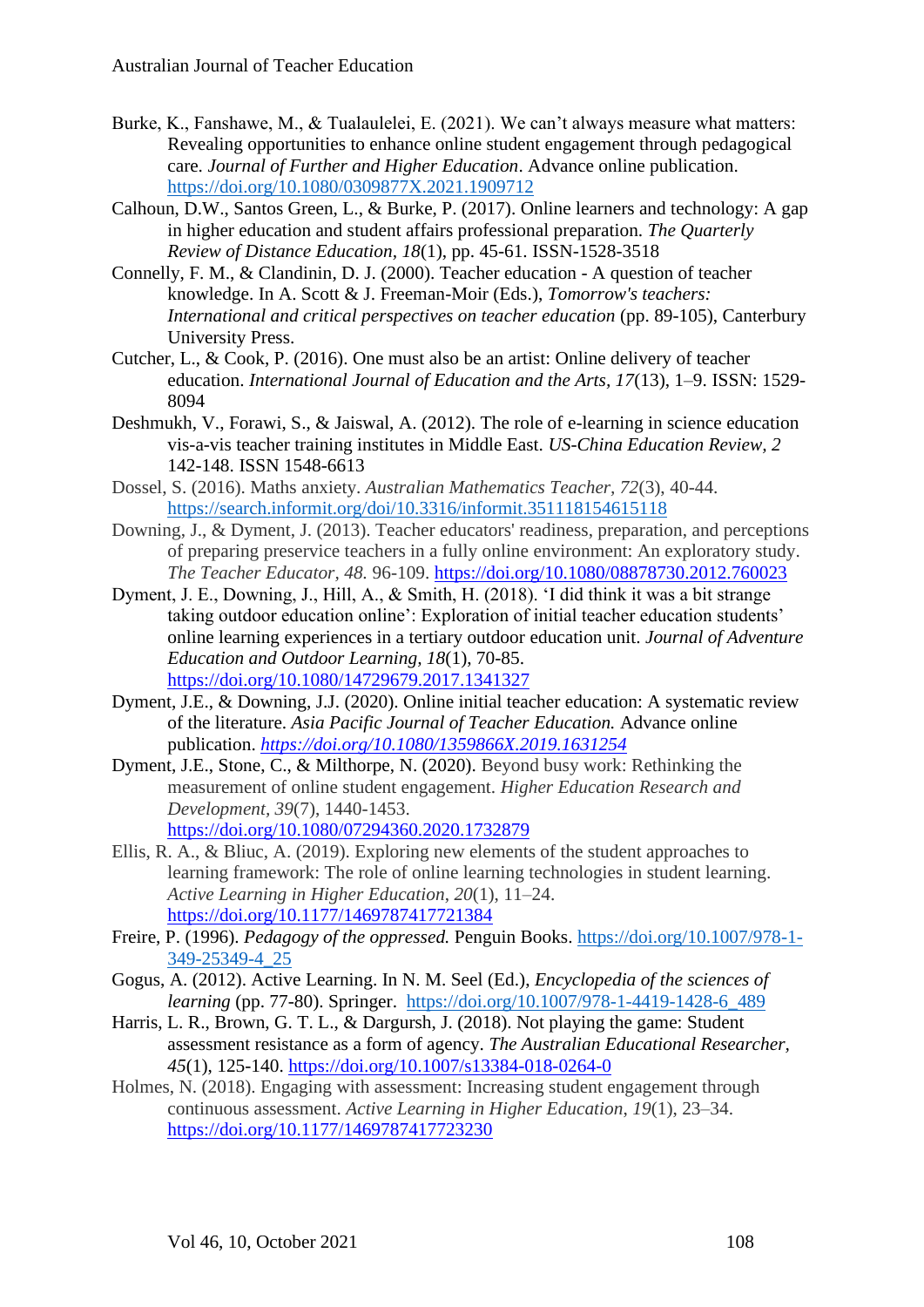Burke, K., Fanshawe, M., & Tualaulelei, E. (2021). We can't always measure what matters: Revealing opportunities to enhance online student engagement through pedagogical care. *Journal of Further and Higher Education*. Advance online publication. https://doi.org/10.1080/0309877X.2021.1909712

Calhoun, D.W., Santos Green, L., & Burke, P. (2017). Online learners and technology: A gap in higher education and student affairs professional preparation. *The Quarterly Review of Distance Education*, *18*(1), pp. 45-61. ISSN-1528-3518

Connelly, F. M., & Clandinin, D. J. (2000). Teacher education - A question of teacher knowledge. In A. Scott & J. Freeman-Moir (Eds.), *Tomorrow's teachers: International and critical perspectives on teacher education* (pp. 89-105), Canterbury University Press.

Cutcher, L., & Cook, P. (2016). One must also be an artist: Online delivery of teacher education. *International Journal of Education and the Arts, 17*(13), 1–9. ISSN: 1529-8094

Deshmukh, V., Forawi, S., & Jaiswal, A. (2012). The role of e-learning in science education vis-a-vis teacher training institutes in Middle East. *US-China Education Review, 2* 142-148. ISSN 1548-6613

Dossel, S. (2016). Maths anxiety. *Australian Mathematics Teacher*, *72*(3), 40-44. https://search.informit.org/doi/10.3316/informit.351118154615118

Downing, J., & Dyment, J. (2013). Teacher educators' readiness, preparation, and perceptions of preparing preservice teachers in a fully online environment: An exploratory study. *The Teacher Educator, 48.* 96-109. https://doi.org/10.1080/08878730.2012.760023

Dyment, J. E., Downing, J., Hill, A., & Smith, H. (2018). 'I did think it was a bit strange taking outdoor education online': Exploration of initial teacher education students' online learning experiences in a tertiary outdoor education unit. *Journal of Adventure Education and Outdoor Learning, 18*(1), 70-85. https://doi.org/10.1080/14729679.2017.1341327

Dyment, J.E., & Downing, J.J. (2020). Online initial teacher education: A systematic review of the literature. *Asia Pacific Journal of Teacher Education.* Advance online publication. *https://doi.org/10.1080/1359866X.2019.1631254*

Dyment, J.E., Stone, C., & Milthorpe, N. (2020). Beyond busy work: Rethinking the measurement of online student engagement. *Higher Education Research and Development*, *39*(7), 1440-1453. https://doi.org/10.1080/07294360.2020.1732879

Ellis, R. A., & Bliuc, A. (2019). Exploring new elements of the student approaches to learning framework: The role of online learning technologies in student learning. *Active Learning in Higher Education*, *20*(1), 11–24. https://doi.org/10.1177/1469787417721384

Freire, P. (1996). *Pedagogy of the oppressed.* Penguin Books. https://doi.org/10.1007/978-1-349-25349-4_25

Gogus, A. (2012). Active Learning. In N. M. Seel (Ed.), *Encyclopedia of the sciences of learning* (pp. 77-80). Springer. https://doi.org/10.1007/978-1-4419-1428-6_489

Harris, L. R., Brown, G. T. L., & Dargursh, J. (2018). Not playing the game: Student assessment resistance as a form of agency. *The Australian Educational Researcher, 45*(1), 125-140. https://doi.org/10.1007/s13384-018-0264-0

Holmes, N. (2018). Engaging with assessment: Increasing student engagement through continuous assessment. *Active Learning in Higher Education*, *19*(1), 23–34. https://doi.org/10.1177/1469787417723230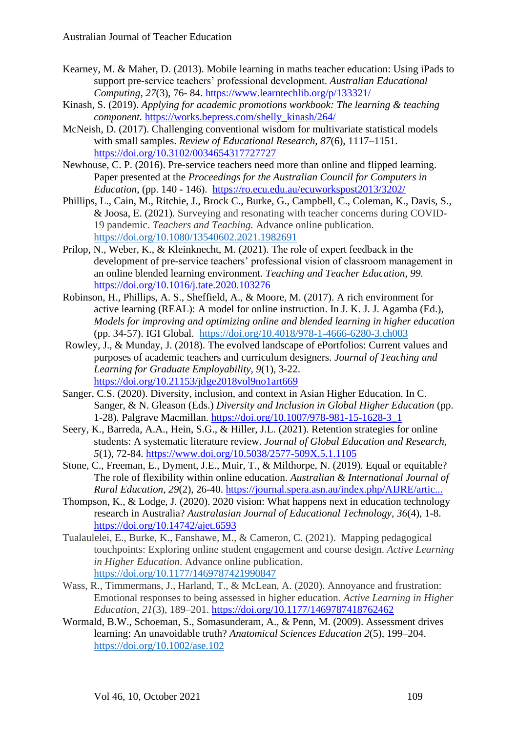Kearney, M. & Maher, D. (2013). Mobile learning in maths teacher education: Using iPads to support pre-service teachers' professional development. *Australian Educational Computing, 27*(3), 76- 84. https://www.learntechlib.org/p/133321/

Kinash, S. (2019). *Applying for academic promotions workbook: The learning & teaching component.* https://works.bepress.com/shelly_kinash/264/

McNeish, D. (2017). Challenging conventional wisdom for multivariate statistical models with small samples. *Review of Educational Research, 87*(6), 1117–1151. https://doi.org/10.3102/0034654317727727

Newhouse, C. P. (2016). Pre-service teachers need more than online and flipped learning. Paper presented at the *Proceedings for the Australian Council for Computers in Education*, (pp. 140 - 146). https://ro.ecu.edu.au/ecuworkspost2013/3202/

Phillips, L., Cain, M., Ritchie, J., Brock C., Burke, G., Campbell, C., Coleman, K., Davis, S., & Joosa, E. (2021). Surveying and resonating with teacher concerns during COVID-19 pandemic. *Teachers and Teaching.* Advance online publication. https://doi.org/10.1080/13540602.2021.1982691

Prilop, N., Weber, K., & Kleinknecht, M. (2021). The role of expert feedback in the development of pre-service teachers' professional vision of classroom management in an online blended learning environment. *Teaching and Teacher Education, 99.* https://doi.org/10.1016/j.tate.2020.103276

Robinson, H., Phillips, A. S., Sheffield, A., & Moore, M. (2017). A rich environment for active learning (REAL): A model for online instruction. In J. K. J. J. Agamba (Ed.), *Models for improving and optimizing online and blended learning in higher education* (pp. 34-57). IGI Global. https://doi.org/10.4018/978-1-4666-6280-3.ch003

Rowley, J., & Munday, J. (2018). The evolved landscape of ePortfolios: Current values and purposes of academic teachers and curriculum designers. *Journal of Teaching and Learning for Graduate Employability, 9*(1), 3-22. https://doi.org/10.21153/jtlge2018vol9no1art669

Sanger, C.S. (2020). Diversity, inclusion, and context in Asian Higher Education. In C. Sanger, & N. Gleason (Eds.) *Diversity and Inclusion in Global Higher Education* (pp. 1-28)*.* Palgrave Macmillan. https://doi.org/10.1007/978-981-15-1628-3_1

Seery, K., Barreda, A.A., Hein, S.G., & Hiller, J.L. (2021). Retention strategies for online students: A systematic literature review. *Journal of Global Education and Research, 5*(1), 72-84. https://www.doi.org/10.5038/2577-509X.5.1.1105

Stone, C., Freeman, E., Dyment, J.E., Muir, T., & Milthorpe, N. (2019). Equal or equitable? The role of flexibility within online education. *Australian & International Journal of Rural Education, 29*(2), 26-40. https://journal.spera.asn.au/index.php/AIJRE/artic...

Thompson, K., & Lodge, J. (2020). 2020 vision: What happens next in education technology research in Australia? *Australasian Journal of Educational Technology, 36*(4), 1-8. https://doi.org/10.14742/ajet.6593

Tualaulelei, E., Burke, K., Fanshawe, M., & Cameron, C. (2021). Mapping pedagogical touchpoints: Exploring online student engagement and course design. *Active Learning in Higher Education*. Advance online publication. https://doi.org/10.1177/1469787421990847

Wass, R., Timmermans, J., Harland, T., & McLean, A. (2020). Annoyance and frustration: Emotional responses to being assessed in higher education. *Active Learning in Higher Education*, *21*(3), 189–201. https://doi.org/10.1177/1469787418762462

Wormald, B.W., Schoeman, S., Somasunderam, A., & Penn, M. (2009). Assessment drives learning: An unavoidable truth? *Anatomical Sciences Education 2*(5), 199–204. https://doi.org/10.1002/ase.102